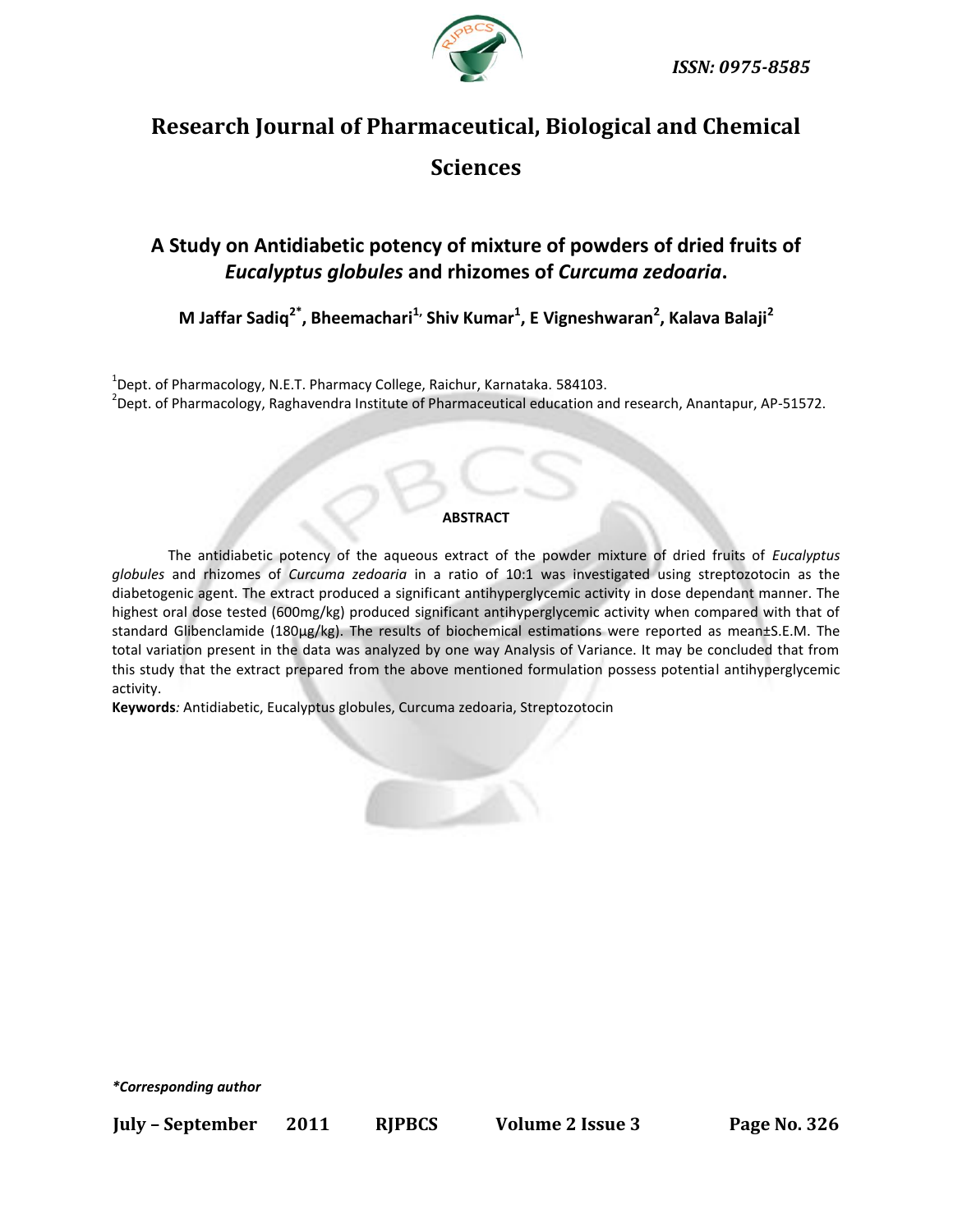ISSN: 0975-8585

# Research Journal of Pharmaceutical, Biological and Chemical Sciences

## A Study on Antidiabetic potency of mixture of powders of dried fruits of *Eucalyptus globules* and rhizomes of *Curcuma zedoaria*.

**M Jaffar Sadiq[2*], Bheemachari[1,] Shiv Kumar[1], E Vigneshwaran[2], Kalava Balaji[2]**

[1]Dept. of Pharmacology, N.E.T. Pharmacy College, Raichur, Karnataka. 584103.
[2]Dept. of Pharmacology, Raghavendra Institute of Pharmaceutical education and research, Anantapur, AP-51572.

**ABSTRACT**

The antidiabetic potency of the aqueous extract of the powder mixture of dried fruits of *Eucalyptus globules* and rhizomes of *Curcuma zedoaria* in a ratio of 10:1 was investigated using streptozotocin as the diabetogenic agent. The extract produced a significant antihyperglycemic activity in dose dependant manner. The highest oral dose tested (600mg/kg) produced significant antihyperglycemic activity when compared with that of standard Glibenclamide (180µg/kg). The results of biochemical estimations were reported as mean±S.E.M. The total variation present in the data was analyzed by one way Analysis of Variance. It may be concluded that from this study that the extract prepared from the above mentioned formulation possess potential antihyperglycemic activity.

**Keywords***:* Antidiabetic, Eucalyptus globules, Curcuma zedoaria, Streptozotocin

***Corresponding author***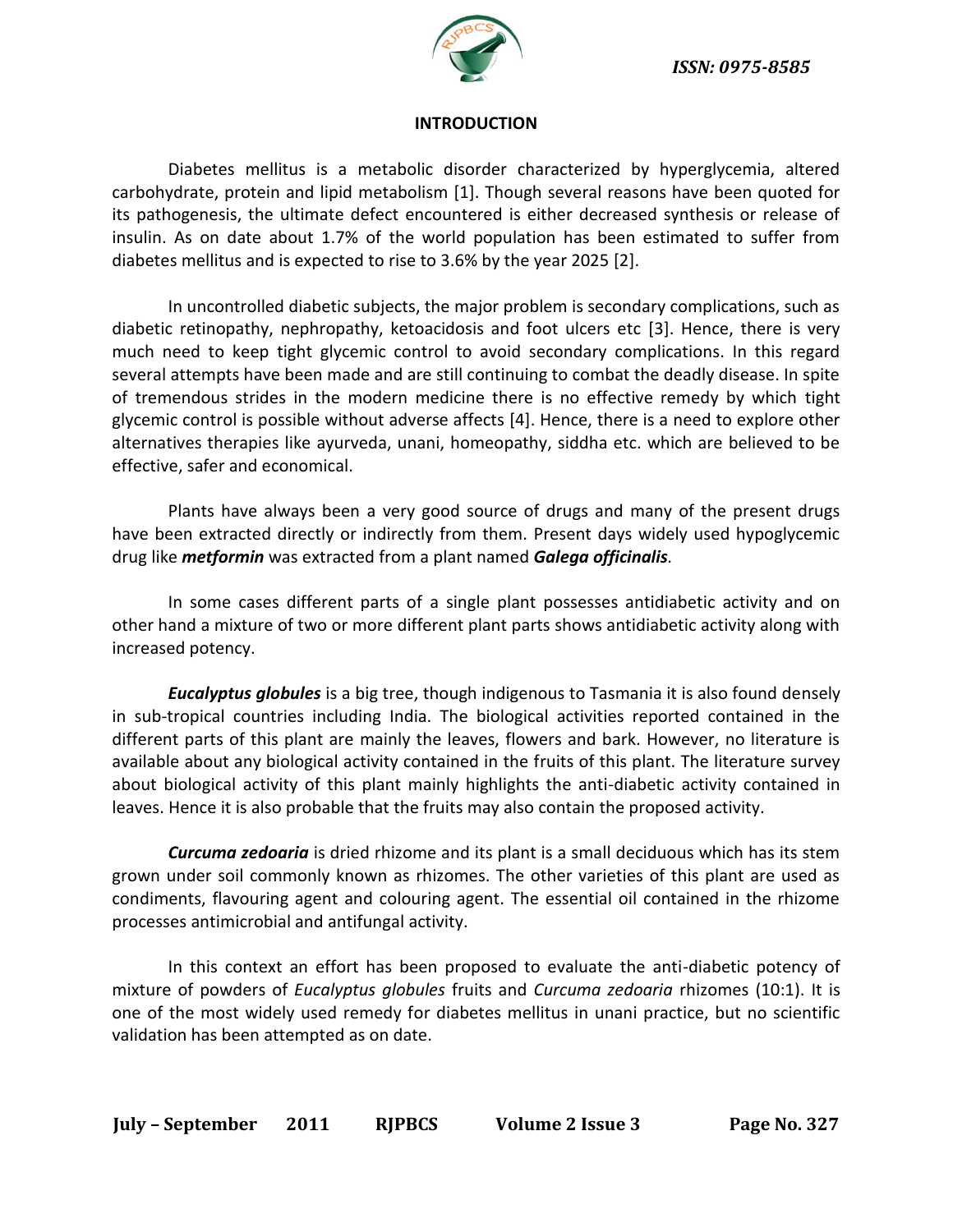## INTRODUCTION

Diabetes mellitus is a metabolic disorder characterized by hyperglycemia, altered carbohydrate, protein and lipid metabolism [1]. Though several reasons have been quoted for its pathogenesis, the ultimate defect encountered is either decreased synthesis or release of insulin. As on date about 1.7% of the world population has been estimated to suffer from diabetes mellitus and is expected to rise to 3.6% by the year 2025 [2].

In uncontrolled diabetic subjects, the major problem is secondary complications, such as diabetic retinopathy, nephropathy, ketoacidosis and foot ulcers etc [3]. Hence, there is very much need to keep tight glycemic control to avoid secondary complications. In this regard several attempts have been made and are still continuing to combat the deadly disease. In spite of tremendous strides in the modern medicine there is no effective remedy by which tight glycemic control is possible without adverse affects [4]. Hence, there is a need to explore other alternatives therapies like ayurveda, unani, homeopathy, siddha etc. which are believed to be effective, safer and economical.

Plants have always been a very good source of drugs and many of the present drugs have been extracted directly or indirectly from them. Present days widely used hypoglycemic drug like ***metformin*** was extracted from a plant named ***Galega officinalis***.

In some cases different parts of a single plant possesses antidiabetic activity and on other hand a mixture of two or more different plant parts shows antidiabetic activity along with increased potency.

***Eucalyptus globules*** is a big tree, though indigenous to Tasmania it is also found densely in sub-tropical countries including India. The biological activities reported contained in the different parts of this plant are mainly the leaves, flowers and bark. However, no literature is available about any biological activity contained in the fruits of this plant. The literature survey about biological activity of this plant mainly highlights the anti-diabetic activity contained in leaves. Hence it is also probable that the fruits may also contain the proposed activity.

***Curcuma zedoaria*** is dried rhizome and its plant is a small deciduous which has its stem grown under soil commonly known as rhizomes. The other varieties of this plant are used as condiments, flavouring agent and colouring agent. The essential oil contained in the rhizome processes antimicrobial and antifungal activity.

In this context an effort has been proposed to evaluate the anti-diabetic potency of mixture of powders of *Eucalyptus globules* fruits and *Curcuma zedoaria* rhizomes (10:1). It is one of the most widely used remedy for diabetes mellitus in unani practice, but no scientific validation has been attempted as on date.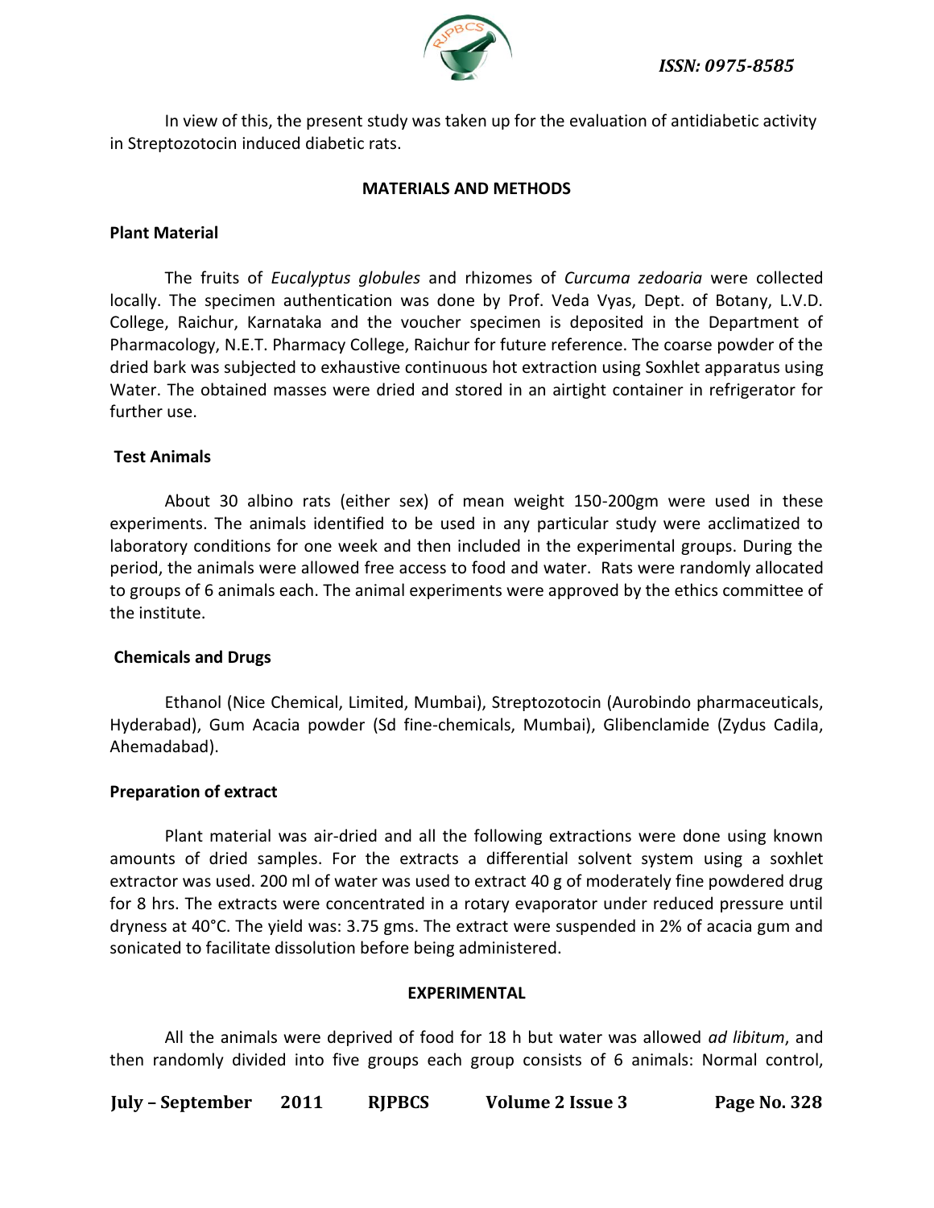In view of this, the present study was taken up for the evaluation of antidiabetic activity in Streptozotocin induced diabetic rats.

## MATERIALS AND METHODS

### Plant Material

The fruits of *Eucalyptus globules* and rhizomes of *Curcuma zedoaria* were collected locally. The specimen authentication was done by Prof. Veda Vyas, Dept. of Botany, L.V.D. College, Raichur, Karnataka and the voucher specimen is deposited in the Department of Pharmacology, N.E.T. Pharmacy College, Raichur for future reference. The coarse powder of the dried bark was subjected to exhaustive continuous hot extraction using Soxhlet apparatus using Water. The obtained masses were dried and stored in an airtight container in refrigerator for further use.

### Test Animals

About 30 albino rats (either sex) of mean weight 150-200gm were used in these experiments. The animals identified to be used in any particular study were acclimatized to laboratory conditions for one week and then included in the experimental groups. During the period, the animals were allowed free access to food and water. Rats were randomly allocated to groups of 6 animals each. The animal experiments were approved by the ethics committee of the institute.

### Chemicals and Drugs

Ethanol (Nice Chemical, Limited, Mumbai), Streptozotocin (Aurobindo pharmaceuticals, Hyderabad), Gum Acacia powder (Sd fine-chemicals, Mumbai), Glibenclamide (Zydus Cadila, Ahemadabad).

### Preparation of extract

Plant material was air-dried and all the following extractions were done using known amounts of dried samples. For the extracts a differential solvent system using a soxhlet extractor was used. 200 ml of water was used to extract 40 g of moderately fine powdered drug for 8 hrs. The extracts were concentrated in a rotary evaporator under reduced pressure until dryness at 40°C. The yield was: 3.75 gms. The extract were suspended in 2% of acacia gum and sonicated to facilitate dissolution before being administered.

## EXPERIMENTAL

All the animals were deprived of food for 18 h but water was allowed *ad libitum*, and then randomly divided into five groups each group consists of 6 animals: Normal control,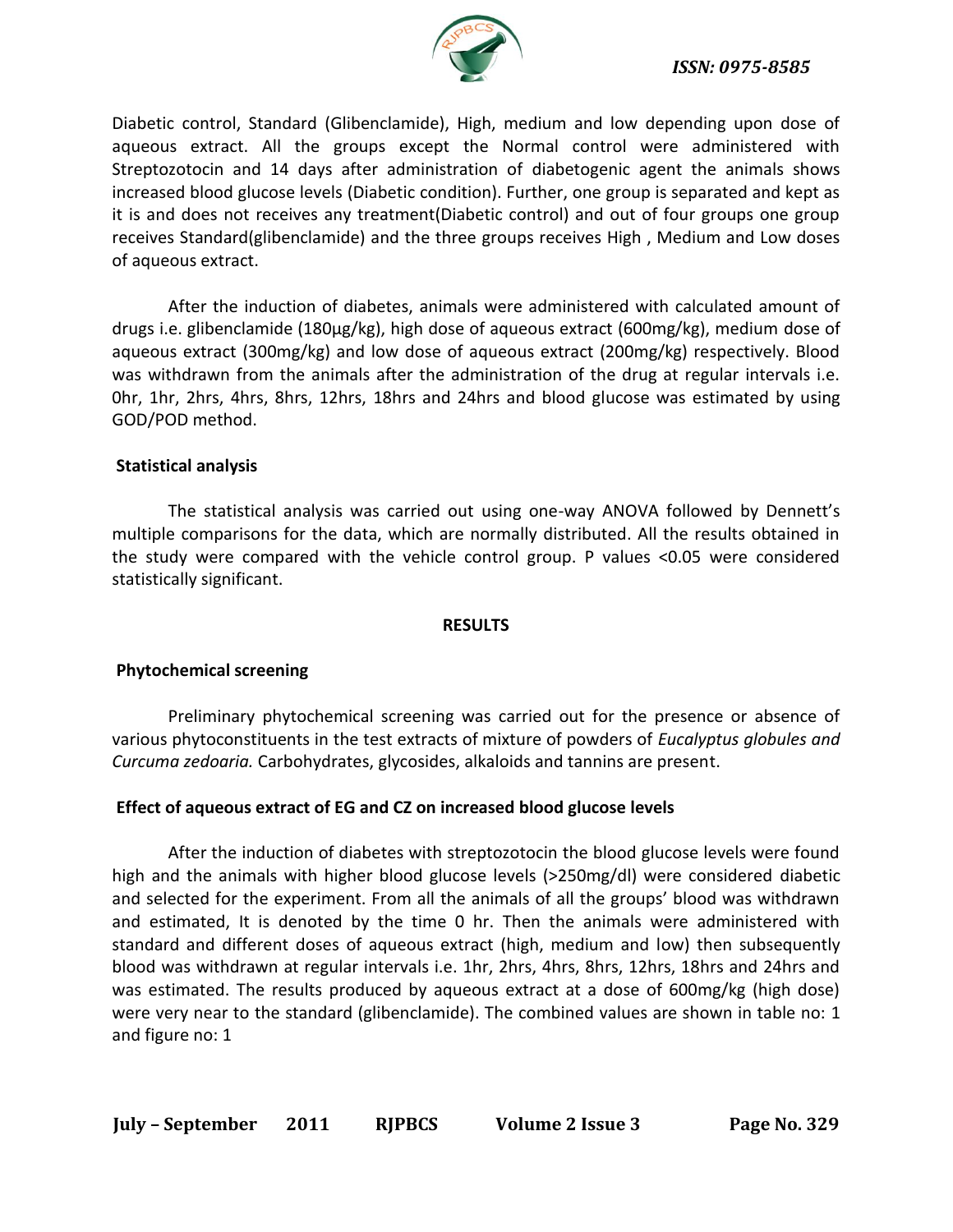Diabetic control, Standard (Glibenclamide), High, medium and low depending upon dose of aqueous extract. All the groups except the Normal control were administered with Streptozotocin and 14 days after administration of diabetogenic agent the animals shows increased blood glucose levels (Diabetic condition). Further, one group is separated and kept as it is and does not receives any treatment(Diabetic control) and out of four groups one group receives Standard(glibenclamide) and the three groups receives High , Medium and Low doses of aqueous extract.

After the induction of diabetes, animals were administered with calculated amount of drugs i.e. glibenclamide (180µg/kg), high dose of aqueous extract (600mg/kg), medium dose of aqueous extract (300mg/kg) and low dose of aqueous extract (200mg/kg) respectively. Blood was withdrawn from the animals after the administration of the drug at regular intervals i.e. 0hr, 1hr, 2hrs, 4hrs, 8hrs, 12hrs, 18hrs and 24hrs and blood glucose was estimated by using GOD/POD method.

### Statistical analysis

The statistical analysis was carried out using one-way ANOVA followed by Dennett's multiple comparisons for the data, which are normally distributed. All the results obtained in the study were compared with the vehicle control group. P values <0.05 were considered statistically significant.

## RESULTS

### Phytochemical screening

Preliminary phytochemical screening was carried out for the presence or absence of various phytoconstituents in the test extracts of mixture of powders of *Eucalyptus globules and Curcuma zedoaria.* Carbohydrates, glycosides, alkaloids and tannins are present.

### Effect of aqueous extract of EG and CZ on increased blood glucose levels

After the induction of diabetes with streptozotocin the blood glucose levels were found high and the animals with higher blood glucose levels (>250mg/dl) were considered diabetic and selected for the experiment. From all the animals of all the groups' blood was withdrawn and estimated, It is denoted by the time 0 hr. Then the animals were administered with standard and different doses of aqueous extract (high, medium and low) then subsequently blood was withdrawn at regular intervals i.e. 1hr, 2hrs, 4hrs, 8hrs, 12hrs, 18hrs and 24hrs and was estimated. The results produced by aqueous extract at a dose of 600mg/kg (high dose) were very near to the standard (glibenclamide). The combined values are shown in table no: 1 and figure no: 1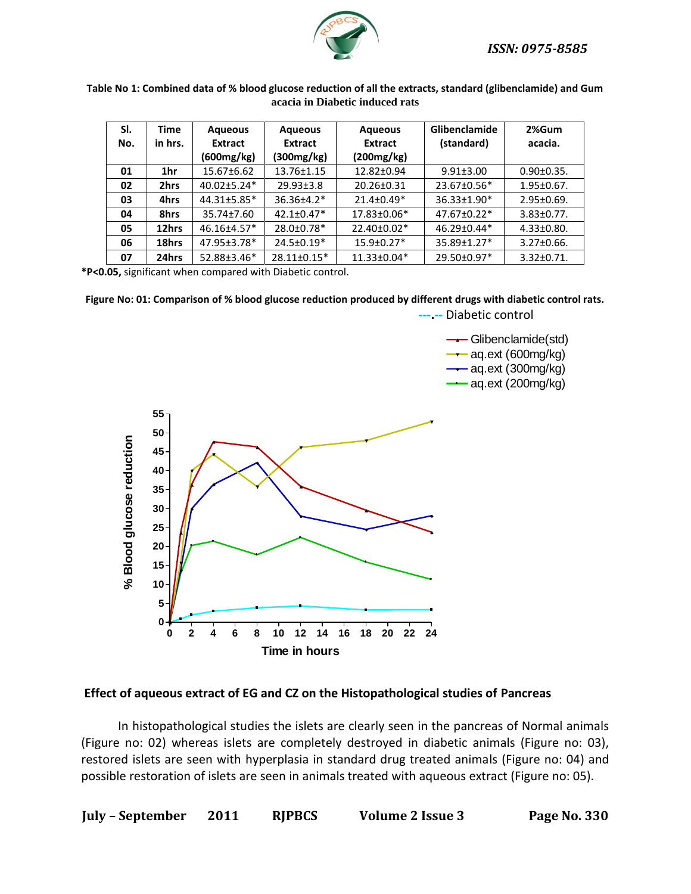**Table No 1: Combined data of % blood glucose reduction of all the extracts, standard (glibenclamide) and Gum acacia in Diabetic induced rats**

| Sl. No. | Time in hrs. | Aqueous Extract (600mg/kg) | Aqueous Extract (300mg/kg) | Aqueous Extract (200mg/kg) | Glibenclamide (standard) | 2%Gum acacia. |
|---|---|---|---|---|---|---|
| 01 | 1hr | 15.67±6.62 | 13.76±1.15 | 12.82±0.94 | 9.91±3.00 | 0.90±0.35. |
| 02 | 2hrs | 40.02±5.24* | 29.93±3.8 | 20.26±0.31 | 23.67±0.56* | 1.95±0.67. |
| 03 | 4hrs | 44.31±5.85* | 36.36±4.2* | 21.4±0.49* | 36.33±1.90* | 2.95±0.69. |
| 04 | 8hrs | 35.74±7.60 | 42.1±0.47* | 17.83±0.06* | 47.67±0.22* | 3.83±0.77. |
| 05 | 12hrs | 46.16±4.57* | 28.0±0.78* | 22.40±0.02* | 46.29±0.44* | 4.33±0.80. |
| 06 | 18hrs | 47.95±3.78* | 24.5±0.19* | 15.9±0.27* | 35.89±1.27* | 3.27±0.66. |
| 07 | 24hrs | 52.88±3.46* | 28.11±0.15* | 11.33±0.04* | 29.50±0.97* | 3.32±0.71. |

**\*P<0.05,** significant when compared with Diabetic control.

**Figure No: 01: Comparison of % blood glucose reduction produced by different drugs with diabetic control rats.**

## Effect of aqueous extract of EG and CZ on the Histopathological studies of Pancreas

In histopathological studies the islets are clearly seen in the pancreas of Normal animals (Figure no: 02) whereas islets are completely destroyed in diabetic animals (Figure no: 03), restored islets are seen with hyperplasia in standard drug treated animals (Figure no: 04) and possible restoration of islets are seen in animals treated with aqueous extract (Figure no: 05).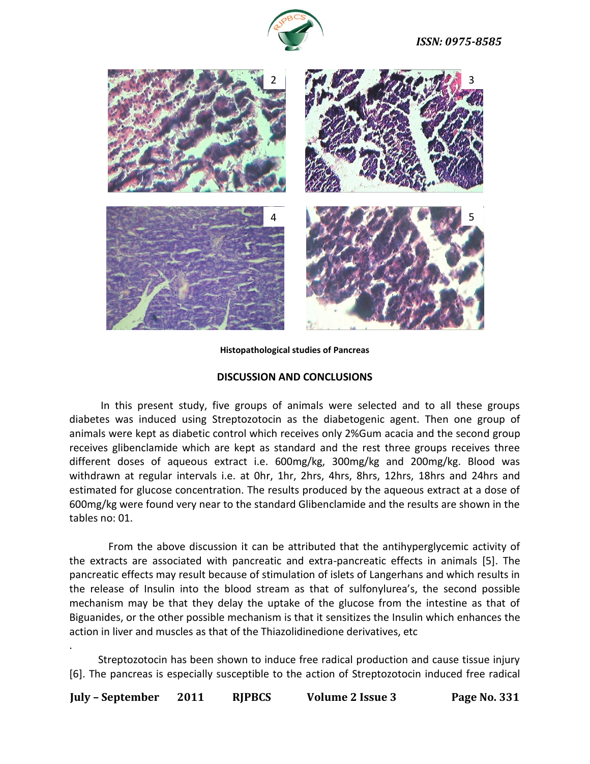Histopathological studies of Pancreas

## DISCUSSION AND CONCLUSIONS

In this present study, five groups of animals were selected and to all these groups diabetes was induced using Streptozotocin as the diabetogenic agent. Then one group of animals were kept as diabetic control which receives only 2%Gum acacia and the second group receives glibenclamide which are kept as standard and the rest three groups receives three different doses of aqueous extract i.e. 600mg/kg, 300mg/kg and 200mg/kg. Blood was withdrawn at regular intervals i.e. at 0hr, 1hr, 2hrs, 4hrs, 8hrs, 12hrs, 18hrs and 24hrs and estimated for glucose concentration. The results produced by the aqueous extract at a dose of 600mg/kg were found very near to the standard Glibenclamide and the results are shown in the tables no: 01.

From the above discussion it can be attributed that the antihyperglycemic activity of the extracts are associated with pancreatic and extra-pancreatic effects in animals [5]. The pancreatic effects may result because of stimulation of islets of Langerhans and which results in the release of Insulin into the blood stream as that of sulfonylurea's, the second possible mechanism may be that they delay the uptake of the glucose from the intestine as that of Biguanides, or the other possible mechanism is that it sensitizes the Insulin which enhances the action in liver and muscles as that of the Thiazolidinedione derivatives, etc

.

Streptozotocin has been shown to induce free radical production and cause tissue injury [6]. The pancreas is especially susceptible to the action of Streptozotocin induced free radical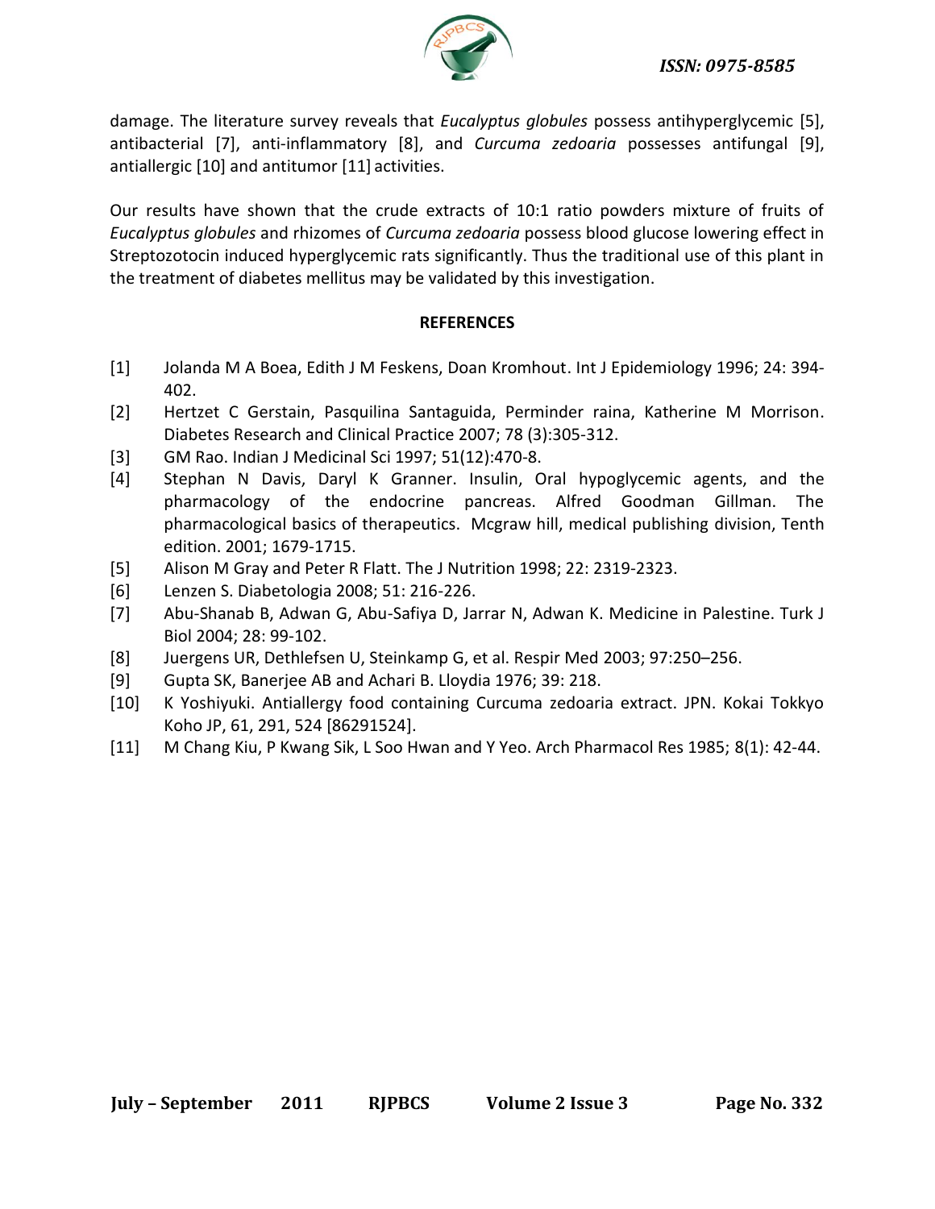damage. The literature survey reveals that *Eucalyptus globules* possess antihyperglycemic [5], antibacterial [7], anti-inflammatory [8], and *Curcuma zedoaria* possesses antifungal [9], antiallergic [10] and antitumor [11] activities.

Our results have shown that the crude extracts of 10:1 ratio powders mixture of fruits of *Eucalyptus globules* and rhizomes of *Curcuma zedoaria* possess blood glucose lowering effect in Streptozotocin induced hyperglycemic rats significantly. Thus the traditional use of this plant in the treatment of diabetes mellitus may be validated by this investigation.

## REFERENCES

[1] Jolanda M A Boea, Edith J M Feskens, Doan Kromhout. Int J Epidemiology 1996; 24: 394-402.

[2] Hertzet C Gerstain, Pasquilina Santaguida, Perminder raina, Katherine M Morrison. Diabetes Research and Clinical Practice 2007; 78 (3):305-312.

[3] GM Rao. Indian J Medicinal Sci 1997; 51(12):470-8.

[4] Stephan N Davis, Daryl K Granner. Insulin, Oral hypoglycemic agents, and the pharmacology of the endocrine pancreas. Alfred Goodman Gillman. The pharmacological basics of therapeutics. Mcgraw hill, medical publishing division, Tenth edition. 2001; 1679-1715.

[5] Alison M Gray and Peter R Flatt. The J Nutrition 1998; 22: 2319-2323.

[6] Lenzen S. Diabetologia 2008; 51: 216-226.

[7] Abu-Shanab B, Adwan G, Abu-Safiya D, Jarrar N, Adwan K. Medicine in Palestine. Turk J Biol 2004; 28: 99-102.

[8] Juergens UR, Dethlefsen U, Steinkamp G, et al. Respir Med 2003; 97:250–256.

[9] Gupta SK, Banerjee AB and Achari B. Lloydia 1976; 39: 218.

[10] K Yoshiyuki. Antiallergy food containing Curcuma zedoaria extract. JPN. Kokai Tokkyo Koho JP, 61, 291, 524 [86291524].

[11] M Chang Kiu, P Kwang Sik, L Soo Hwan and Y Yeo. Arch Pharmacol Res 1985; 8(1): 42-44.